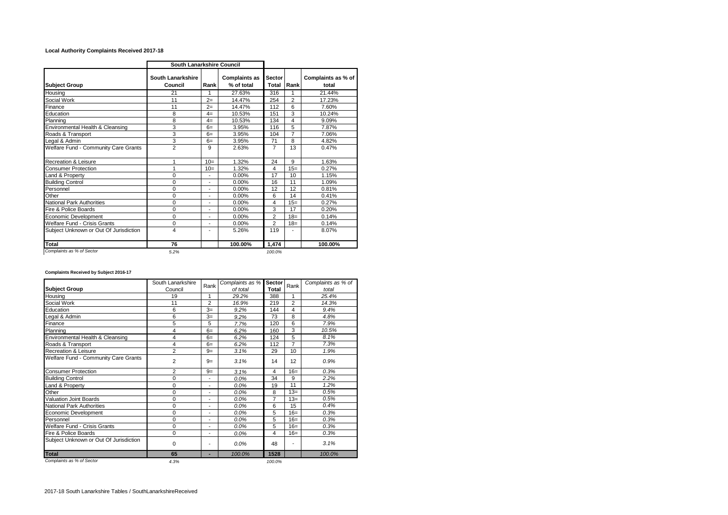**Local Authority Complaints Received 2017-18**

| | South Lanarkshire Council | | | | | |
|---|---|---|---|---|---|---|
| **Subject Group** | **South Lanarkshire Council** | **Rank** | **Complaints as % of total** | **Sector Total** | **Rank** | **Complaints as % of total** |
| Housing | 21 | 1 | 27.63% | 316 | 1 | 21.44% |
| Social Work | 11 | 2= | 14.47% | 254 | 2 | 17.23% |
| Finance | 11 | 2= | 14.47% | 112 | 6 | 7.60% |
| Education | 8 | 4= | 10.53% | 151 | 3 | 10.24% |
| Planning | 8 | 4= | 10.53% | 134 | 4 | 9.09% |
| Environmental Health & Cleansing | 3 | 6= | 3.95% | 116 | 5 | 7.87% |
| Roads & Transport | 3 | 6= | 3.95% | 104 | 7 | 7.06% |
| Legal & Admin | 3 | 6= | 3.95% | 71 | 8 | 4.82% |
| Welfare Fund - Community Care Grants | 2 | 9 | 2.63% | 7 | 13 | 0.47% |
| Recreation & Leisure | 1 | 10= | 1.32% | 24 | 9 | 1.63% |
| Consumer Protection | 1 | 10= | 1.32% | 4 | 15= | 0.27% |
| Land & Property | 0 | - | 0.00% | 17 | 10 | 1.15% |
| Building Control | 0 | - | 0.00% | 16 | 11 | 1.09% |
| Personnel | 0 | - | 0.00% | 12 | 12 | 0.81% |
| Other | 0 | - | 0.00% | 6 | 14 | 0.41% |
| National Park Authorities | 0 | - | 0.00% | 4 | 15= | 0.27% |
| Fire & Police Boards | 0 | - | 0.00% | 3 | 17 | 0.20% |
| Economic Development | 0 | - | 0.00% | 2 | 18= | 0.14% |
| Welfare Fund - Crisis Grants | 0 | - | 0.00% | 2 | 18= | 0.14% |
| Subject Unknown or Out Of Jurisdiction | 4 | - | 5.26% | 119 | - | 8.07% |
| **Total** | **76** | | **100.00%** | **1,474** | | **100.00%** |
| *Complaints as % of Sector* | *5.2%* | | | *100.0%* | | |

**Complaints Received by Subject 2016-17**

| **Subject Group** | South Lanarkshire Council | Rank | *Complaints as % of total* | **Sector Total** | Rank | *Complaints as % of total* |
|---|---|---|---|---|---|---|
| Housing | 19 | 1 | *29.2%* | 388 | 1 | *25.4%* |
| Social Work | 11 | 2 | *16.9%* | 219 | 2 | *14.3%* |
| Education | 6 | 3= | *9.2%* | 144 | 4 | *9.4%* |
| Legal & Admin | 6 | 3= | *9.2%* | 73 | 8 | *4.8%* |
| Finance | 5 | 5 | *7.7%* | 120 | 6 | *7.9%* |
| Planning | 4 | 6= | *6.2%* | 160 | 3 | *10.5%* |
| Environmental Health & Cleansing | 4 | 6= | *6.2%* | 124 | 5 | *8.1%* |
| Roads & Transport | 4 | 6= | *6.2%* | 112 | 7 | *7.3%* |
| Recreation & Leisure | 2 | 9= | *3.1%* | 29 | 10 | *1.9%* |
| Welfare Fund - Community Care Grants | 2 | 9= | *3.1%* | 14 | 12 | *0.9%* |
| Consumer Protection | 2 | 9= | *3.1%* | 4 | 16= | *0.3%* |
| Building Control | 0 | - | *0.0%* | 34 | 9 | *2.2%* |
| Land & Property | 0 | - | *0.0%* | 19 | 11 | *1.2%* |
| Other | 0 | - | *0.0%* | 8 | 13= | *0.5%* |
| Valuation Joint Boards | 0 | - | *0.0%* | 7 | 13= | *0.5%* |
| National Park Authorities | 0 | - | *0.0%* | 6 | 15 | *0.4%* |
| Economic Development | 0 | - | *0.0%* | 5 | 16= | *0.3%* |
| Personnel | 0 | - | *0.0%* | 5 | 16= | *0.3%* |
| Welfare Fund - Crisis Grants | 0 | - | *0.0%* | 5 | 16= | *0.3%* |
| Fire & Police Boards | 0 | - | *0.0%* | 4 | 16= | *0.3%* |
| Subject Unknown or Out Of Jurisdiction | 0 | - | *0.0%* | 48 | - | *3.1%* |
| **Total** | **65** | **-** | *100.0%* | **1528** | | *100.0%* |
| *Complaints as % of Sector* | *4.3%* | | | *100.0%* | | |

2017-18 South Lanarkshire Tables / SouthLanarkshireReceived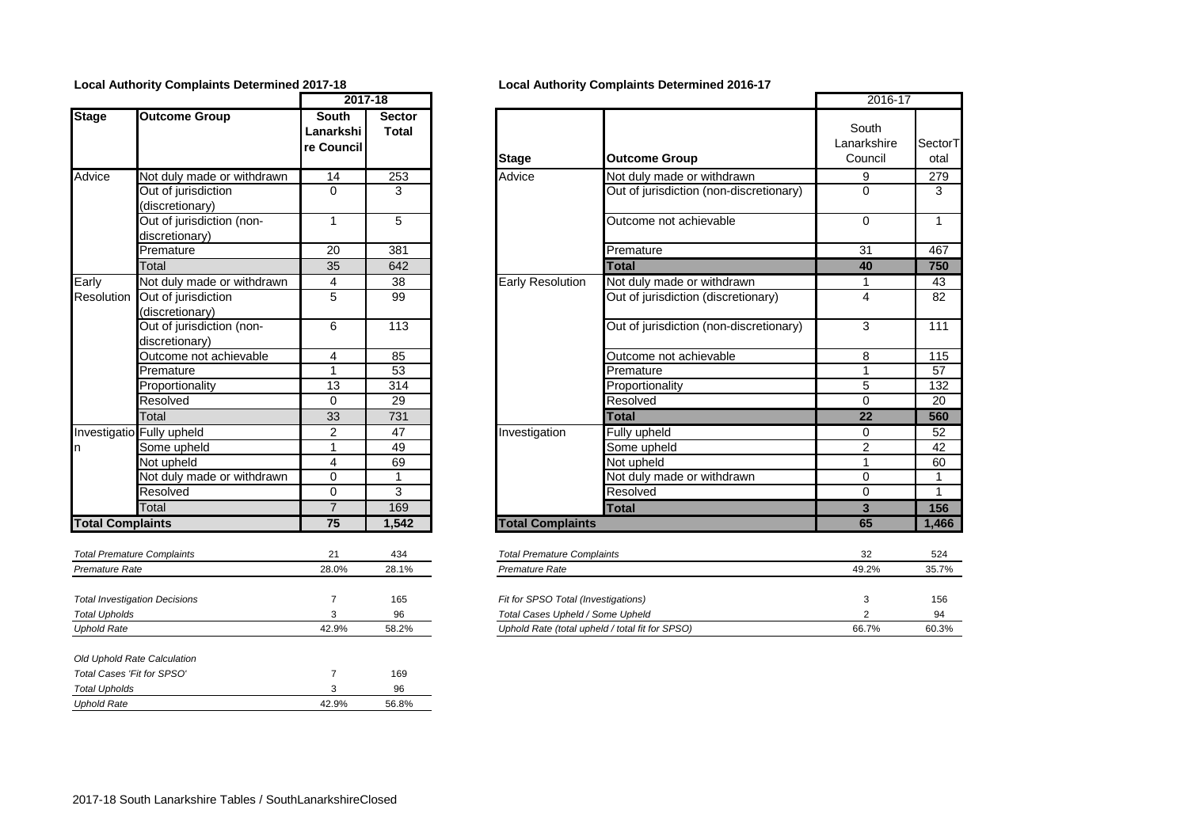**Local Authority Complaints Determined 2017-18**

| | | 2017-18 | |
|---|---|---|---|
| **Stage** | **Outcome Group** | **South Lanarkshire Council** | **Sector Total** |
| Advice | Not duly made or withdrawn | 14 | 253 |
| | Out of jurisdiction (discretionary) | 0 | 3 |
| | Out of jurisdiction (non-discretionary) | 1 | 5 |
| | Premature | 20 | 381 |
| | Total | 35 | 642 |
| Early Resolution | Not duly made or withdrawn | 4 | 38 |
| | Out of jurisdiction (discretionary) | 5 | 99 |
| | Out of jurisdiction (non-discretionary) | 6 | 113 |
| | Outcome not achievable | 4 | 85 |
| | Premature | 1 | 53 |
| | Proportionality | 13 | 314 |
| | Resolved | 0 | 29 |
| | Total | 33 | 731 |
| Investigation | Fully upheld | 2 | 47 |
| | Some upheld | 1 | 49 |
| | Not upheld | 4 | 69 |
| | Not duly made or withdrawn | 0 | 1 |
| | Resolved | 0 | 3 |
| | Total | 7 | 169 |
| **Total Complaints** | | **75** | **1,542** |

| | | |
|---|---|---|
| *Total Premature Complaints* | 21 | 434 |
| *Premature Rate* | 28.0% | 28.1% |
| *Total Investigation Decisions* | 7 | 165 |
| *Total Upholds* | 3 | 96 |
| *Uphold Rate* | 42.9% | 58.2% |
| *Old Uphold Rate Calculation* | | |
| *Total Cases 'Fit for SPSO'* | 7 | 169 |
| *Total Upholds* | 3 | 96 |
| *Uphold Rate* | 42.9% | 56.8% |

**Local Authority Complaints Determined 2016-17**

| | | 2016-17 | |
|---|---|---|---|
| **Stage** | **Outcome Group** | South Lanarkshire Council | SectorTotal |
| Advice | Not duly made or withdrawn | 9 | 279 |
| | Out of jurisdiction (non-discretionary) | 0 | 3 |
| | Outcome not achievable | 0 | 1 |
| | Premature | 31 | 467 |
| | **Total** | **40** | **750** |
| Early Resolution | Not duly made or withdrawn | 1 | 43 |
| | Out of jurisdiction (discretionary) | 4 | 82 |
| | Out of jurisdiction (non-discretionary) | 3 | 111 |
| | Outcome not achievable | 8 | 115 |
| | Premature | 1 | 57 |
| | Proportionality | 5 | 132 |
| | Resolved | 0 | 20 |
| | **Total** | **22** | **560** |
| Investigation | Fully upheld | 0 | 52 |
| | Some upheld | 2 | 42 |
| | Not upheld | 1 | 60 |
| | Not duly made or withdrawn | 0 | 1 |
| | Resolved | 0 | 1 |
| | **Total** | **3** | **156** |
| **Total Complaints** | | **65** | **1,466** |

| | | |
|---|---|---|
| *Total Premature Complaints* | 32 | 524 |
| *Premature Rate* | 49.2% | 35.7% |
| *Fit for SPSO Total (Investigations)* | 3 | 156 |
| *Total Cases Upheld / Some Upheld* | 2 | 94 |
| *Uphold Rate (total upheld / total fit for SPSO)* | 66.7% | 60.3% |

2017-18 South Lanarkshire Tables / SouthLanarkshireClosed